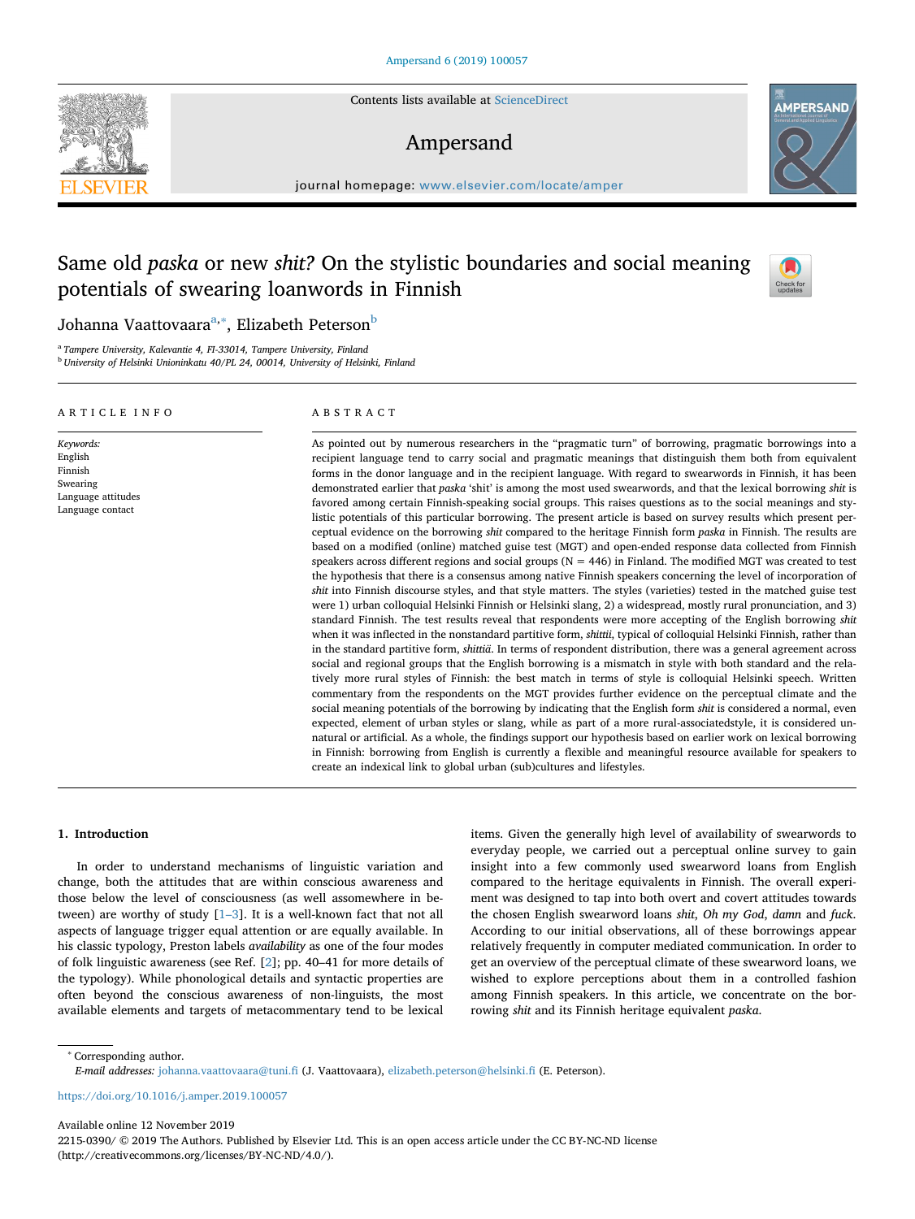# Same old *paska* or new *shit?* On the stylistic boundaries and social meaning potentials of swearing loanwords in Finnish

Johanna Vaattovaara[a,*], Elizabeth Peterson[b]

[a] Tampere University, Kalevantie 4, FI-33014, Tampere University, Finland
[b] University of Helsinki Unioninkatu 40/PL 24, 00014, University of Helsinki, Finland

## ARTICLE INFO

*Keywords:*
English
Finnish
Swearing
Language attitudes
Language contact

## ABSTRACT

As pointed out by numerous researchers in the "pragmatic turn" of borrowing, pragmatic borrowings into a recipient language tend to carry social and pragmatic meanings that distinguish them both from equivalent forms in the donor language and in the recipient language. With regard to swearwords in Finnish, it has been demonstrated earlier that *paska* 'shit' is among the most used swearwords, and that the lexical borrowing *shit* is favored among certain Finnish-speaking social groups. This raises questions as to the social meanings and stylistic potentials of this particular borrowing. The present article is based on survey results which present perceptual evidence on the borrowing *shit* compared to the heritage Finnish form *paska* in Finnish. The results are based on a modified (online) matched guise test (MGT) and open-ended response data collected from Finnish speakers across different regions and social groups (N = 446) in Finland. The modified MGT was created to test the hypothesis that there is a consensus among native Finnish speakers concerning the level of incorporation of *shit* into Finnish discourse styles, and that style matters. The styles (varieties) tested in the matched guise test were 1) urban colloquial Helsinki Finnish or Helsinki slang, 2) a widespread, mostly rural pronunciation, and 3) standard Finnish. The test results reveal that respondents were more accepting of the English borrowing *shit* when it was inflected in the nonstandard partitive form, *shittii*, typical of colloquial Helsinki Finnish, rather than in the standard partitive form, *shittiä*. In terms of respondent distribution, there was a general agreement across social and regional groups that the English borrowing is a mismatch in style with both standard and the relatively more rural styles of Finnish: the best match in terms of style is colloquial Helsinki speech. Written commentary from the respondents on the MGT provides further evidence on the perceptual climate and the social meaning potentials of the borrowing by indicating that the English form *shit* is considered a normal, even expected, element of urban styles or slang, while as part of a more rural-associatedstyle, it is considered unnatural or artificial. As a whole, the findings support our hypothesis based on earlier work on lexical borrowing in Finnish: borrowing from English is currently a flexible and meaningful resource available for speakers to create an indexical link to global urban (sub)cultures and lifestyles.

## 1. Introduction

In order to understand mechanisms of linguistic variation and change, both the attitudes that are within conscious awareness and those below the level of consciousness (as well assomewhere in between) are worthy of study [1–3]. It is a well-known fact that not all aspects of language trigger equal attention or are equally available. In his classic typology, Preston labels *availability* as one of the four modes of folk linguistic awareness (see Ref. [2]; pp. 40–41 for more details of the typology). While phonological details and syntactic properties are often beyond the conscious awareness of non-linguists, the most available elements and targets of metacommentary tend to be lexical items. Given the generally high level of availability of swearwords to everyday people, we carried out a perceptual online survey to gain insight into a few commonly used swearword loans from English compared to the heritage equivalents in Finnish. The overall experiment was designed to tap into both overt and covert attitudes towards the chosen English swearword loans *shit*, *Oh my God*, *damn* and *fuck*. According to our initial observations, all of these borrowings appear relatively frequently in computer mediated communication. In order to get an overview of the perceptual climate of these swearword loans, we wished to explore perceptions about them in a controlled fashion among Finnish speakers. In this article, we concentrate on the borrowing *shit* and its Finnish heritage equivalent *paska*.

\* Corresponding author.
*E-mail addresses:* johanna.vaattovaara@tuni.fi (J. Vaattovaara), elizabeth.peterson@helsinki.fi (E. Peterson).

https://doi.org/10.1016/j.amper.2019.100057

Available online 12 November 2019
2215-0390/ © 2019 The Authors. Published by Elsevier Ltd. This is an open access article under the CC BY-NC-ND license (http://creativecommons.org/licenses/BY-NC-ND/4.0/).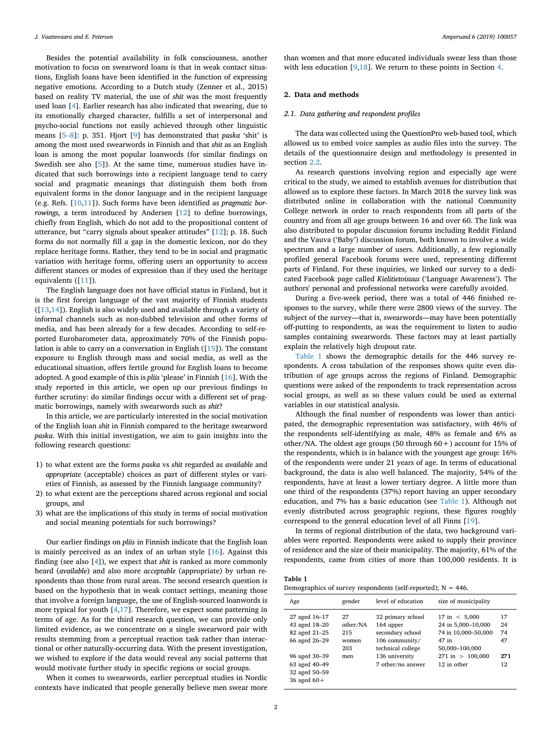Besides the potential availability in folk consciousness, another motivation to focus on swearword loans is that in weak contact situations, English loans have been identified in the function of expressing negative emotions. According to a Dutch study (Zenner et al., 2015) based on reality TV material, the use of *shit* was the most frequently used loan [4]. Earlier research has also indicated that swearing, due to its emotionally charged character, fulfills a set of interpersonal and psycho-social functions not easily achieved through other linguistic means [5–8]: p. 351. Hjort [9] has demonstrated that *paska* 'shit' is among the most used swearwords in Finnish and that *shit* as an English loan is among the most popular loanwords (for similar findings on Swedish see also [5]). At the same time, numerous studies have indicated that such borrowings into a recipient language tend to carry social and pragmatic meanings that distinguish them both from equivalent forms in the donor language and in the recipient language (e.g. Refs. [10,11]). Such forms have been identified as *pragmatic borrowings,* a term introduced by Andersen [12] to define borrowings, chiefly from English, which do not add to the propositional content of utterance, but "carry signals about speaker attitudes" [12]; p. 18. Such forms do not normally fill a gap in the domestic lexicon, nor do they replace heritage forms. Rather, they tend to be in social and pragmatic variation with heritage forms, offering users an opportunity to access different stances or modes of expression than if they used the heritage equivalents ([11]).

The English language does not have official status in Finland, but it is the first foreign language of the vast majority of Finnish students ([13,14]). English is also widely used and available through a variety of informal channels such as non-dubbed television and other forms of media, and has been already for a few decades. According to self-reported Eurobarometer data, approximately 70% of the Finnish population is able to carry on a conversation in English ([15]). The constant exposure to English through mass and social media, as well as the educational situation, offers fertile ground for English loans to become adopted. A good example of this is *pliis* 'please' in Finnish [16]. With the study reported in this article, we open up our previous findings to further scrutiny: do similar findings occur with a different set of pragmatic borrowings, namely with swearwords such as *shit*?

In this article, we are particularly interested in the social motivation of the English loan *shit* in Finnish compared to the heritage swearword *paska*. With this initial investigation, we aim to gain insights into the following research questions:

1) to what extent are the forms *paska* vs *shit* regarded as *available* and *appropriate* (acceptable) choices as part of different styles or varieties of Finnish, as assessed by the Finnish language community?
2) to what extent are the perceptions shared across regional and social groups, and
3) what are the implications of this study in terms of social motivation and social meaning potentials for such borrowings?

Our earlier findings on *pliis* in Finnish indicate that the English loan is mainly perceived as an index of an urban style [16]. Against this finding (see also [4]), we expect that *shit* is ranked as more commonly heard (*available*) and also more *acceptable* (appropriate) by urban respondents than those from rural areas. The second research question is based on the hypothesis that in weak contact settings, meaning those that involve a foreign language, the use of English-sourced loanwords is more typical for youth [4,17]. Therefore, we expect some patterning in terms of age. As for the third research question, we can provide only limited evidence, as we concentrate on a single swearword pair with results stemming from a perceptual reaction task rather than interactional or other naturally-occurring data. With the present investigation, we wished to explore if the data would reveal any social patterns that would motivate further study in specific regions or social groups.

When it comes to swearwords, earlier perceptual studies in Nordic contexts have indicated that people generally believe men swear more than women and that more educated individuals swear less than those with less education [9,18]. We return to these points in Section 4.

## 2. Data and methods

### 2.1. Data gathering and respondent profiles

The data was collected using the QuestionPro web-based tool, which allowed us to embed voice samples as audio files into the survey. The details of the questionnaire design and methodology is presented in section 2.2.

As research questions involving region and especially age were critical to the study, we aimed to establish avenues for distribution that allowed us to explore these factors. In March 2018 the survey link was distributed online in collaboration with the national Community College network in order to reach respondents from all parts of the country and from all age groups between 16 and over 60. The link was also distributed to popular discussion forums including Reddit Finland and the Vauva ('Baby') discussion forum, both known to involve a wide spectrum and a large number of users. Additionally, a few regionally profiled general Facebook forums were used, representing different parts of Finland. For these inquiries, we linked our survey to a dedicated Facebook page called *Kielitietoisuus* ('Language Awareness'). The authors' personal and professional networks were carefully avoided.

During a five-week period, there was a total of 446 finished responses to the survey, while there were 2800 views of the survey. The subject of the survey—that is, swearwords—may have been potentially off-putting to respondents, as was the requirement to listen to audio samples containing swearwords. These factors may at least partially explain the relatively high dropout rate.

Table 1 shows the demographic details for the 446 survey respondents. A cross tabulation of the responses shows quite even distribution of age groups across the regions of Finland. Demographic questions were asked of the respondents to track representation across social groups, as well as so these values could be used as external variables in our statistical analysis.

Although the final number of respondents was lower than anticipated, the demographic representation was satisfactory, with 46% of the respondents self-identifying as male, 48% as female and 6% as other/NA. The oldest age groups (50 through 60+) account for 15% of the respondents, which is in balance with the youngest age group: 16% of the respondents were under 21 years of age. In terms of educational background, the data is also well balanced. The majority, 54% of the respondents, have at least a lower tertiary degree. A little more than one third of the respondents (37%) report having an upper secondary education, and 7% has a basic education (see Table 1). Although not evenly distributed across geographic regions, these figures roughly correspond to the general education level of all Finns [19].

In terms of regional distribution of the data, two background variables were reported. Respondents were asked to supply their province of residence and the size of their municipality. The majority, 61% of the respondents, came from cities of more than 100,000 residents. It is

**Table 1**
Demographics of survey respondents (self-reported); N = 446.

| Age | gender | level of education | size of municipality | |
|---|---|---|---|---|
| 27 aged 16–17 | 27 other/NA | 32 primary school | 17 in < 5,000 | 17 |
| 43 aged 18–20 | 215 women | 164 upper secondary school | 24 in 5,000–10,000 | 24 |
| 82 aged 21–25 | 203 men | 106 community/ technical college | 74 in 10,000–50,000 | 74 |
| 66 aged 26–29 | | 136 university | 47 in 50,000–100,000 | 47 |
| 96 aged 30–39 | | 7 other/no answer | 271 in > 100,000 | **271** |
| 63 aged 40–49 | | | 12 in other | 12 |
| 32 aged 50–59 | | | | |
| 36 aged 60+ | | | | |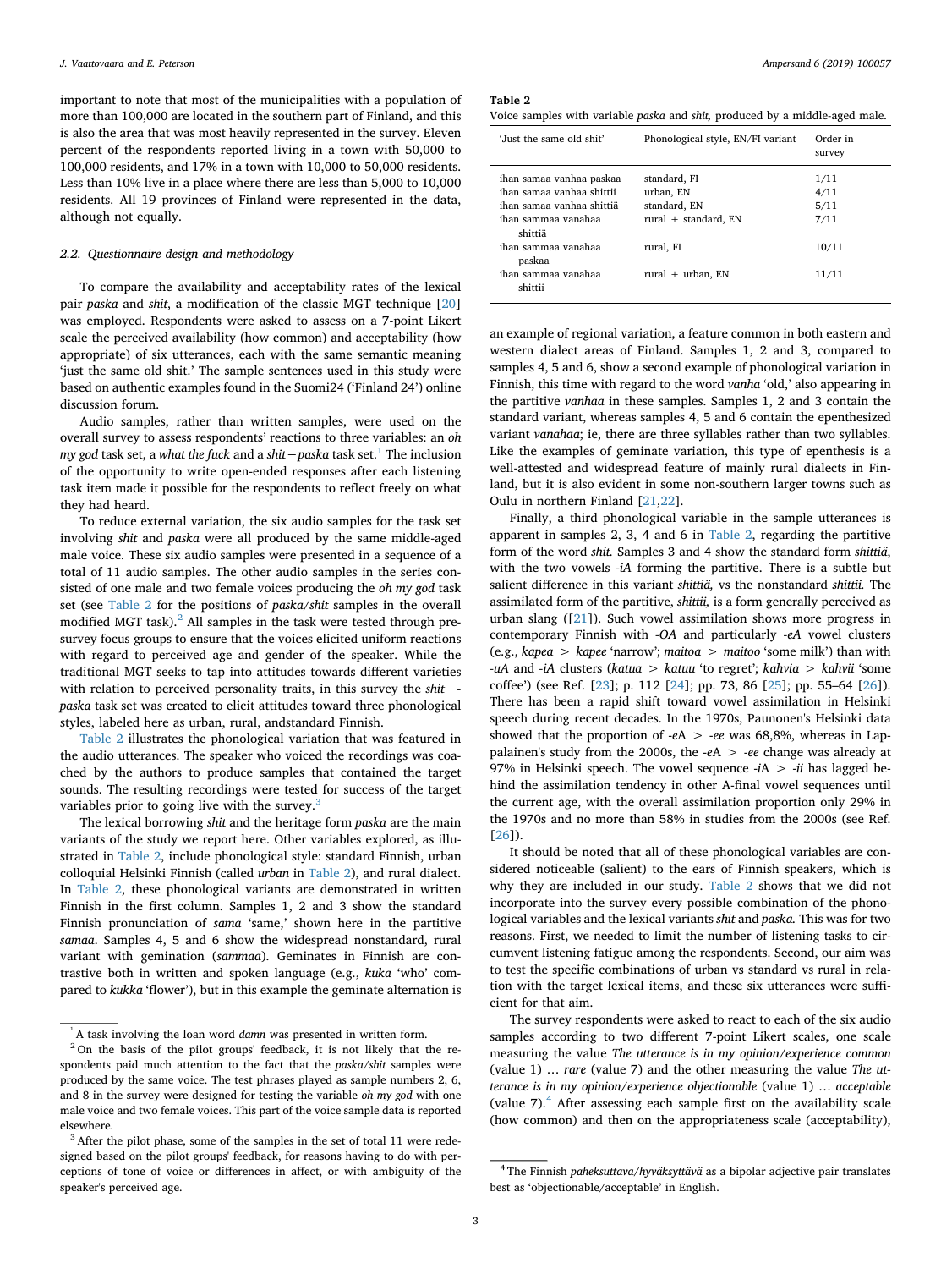important to note that most of the municipalities with a population of more than 100,000 are located in the southern part of Finland, and this is also the area that was most heavily represented in the survey. Eleven percent of the respondents reported living in a town with 50,000 to 100,000 residents, and 17% in a town with 10,000 to 50,000 residents. Less than 10% live in a place where there are less than 5,000 to 10,000 residents. All 19 provinces of Finland were represented in the data, although not equally.

### 2.2. Questionnaire design and methodology

To compare the availability and acceptability rates of the lexical pair *paska* and *shit*, a modification of the classic MGT technique [20] was employed. Respondents were asked to assess on a 7-point Likert scale the perceived availability (how common) and acceptability (how appropriate) of six utterances, each with the same semantic meaning 'just the same old shit.' The sample sentences used in this study were based on authentic examples found in the Suomi24 ('Finland 24') online discussion forum.

Audio samples, rather than written samples, were used on the overall survey to assess respondents' reactions to three variables: an *oh my god* task set, a *what the fuck* and a *shit* – *paska* task set.[1] The inclusion of the opportunity to write open-ended responses after each listening task item made it possible for the respondents to reflect freely on what they had heard.

To reduce external variation, the six audio samples for the task set involving *shit* and *paska* were all produced by the same middle-aged male voice. These six audio samples were presented in a sequence of a total of 11 audio samples. The other audio samples in the series consisted of one male and two female voices producing the *oh my god* task set (see Table 2 for the positions of *paska/shit* samples in the overall modified MGT task).[2] All samples in the task were tested through pre-survey focus groups to ensure that the voices elicited uniform reactions with regard to perceived age and gender of the speaker. While the traditional MGT seeks to tap into attitudes towards different varieties with relation to perceived personality traits, in this survey the *shit* – - *paska* task set was created to elicit attitudes toward three phonological styles, labeled here as urban, rural, andstandard Finnish.

Table 2 illustrates the phonological variation that was featured in the audio utterances. The speaker who voiced the recordings was coached by the authors to produce samples that contained the target sounds. The resulting recordings were tested for success of the target variables prior to going live with the survey.[3]

The lexical borrowing *shit* and the heritage form *paska* are the main variants of the study we report here. Other variables explored, as illustrated in Table 2, include phonological style: standard Finnish, urban colloquial Helsinki Finnish (called *urban* in Table 2), and rural dialect. In Table 2, these phonological variants are demonstrated in written Finnish in the first column. Samples 1, 2 and 3 show the standard Finnish pronunciation of *sama* 'same,' shown here in the partitive *samaa*. Samples 4, 5 and 6 show the widespread nonstandard, rural variant with gemination (*sammaa*). Geminates in Finnish are contrastive both in written and spoken language (e.g., *kuka* 'who' compared to *kukka* 'flower'), but in this example the geminate alternation is an example of regional variation, a feature common in both eastern and western dialect areas of Finland. Samples 1, 2 and 3, compared to samples 4, 5 and 6, show a second example of phonological variation in Finnish, this time with regard to the word *vanha* 'old,' also appearing in the partitive *vanhaa* in these samples. Samples 1, 2 and 3 contain the standard variant, whereas samples 4, 5 and 6 contain the epenthesized variant *vanahaa*; ie, there are three syllables rather than two syllables. Like the examples of geminate variation, this type of epenthesis is a well-attested and widespread feature of mainly rural dialects in Finland, but it is also evident in some non-southern larger towns such as Oulu in northern Finland [21,22].

**Table 2**
Voice samples with variable *paska* and *shit,* produced by a middle-aged male.

| 'Just the same old shit' | Phonological style, EN/FI variant | Order in survey |
|---|---|---|
| ihan samaa vanhaa paskaa | standard, FI | 1/11 |
| ihan samaa vanhaa shittii | urban, EN | 4/11 |
| ihan samaa vanhaa shittiä | standard, EN | 5/11 |
| ihan sammaa vanahaa shittiä | rural + standard, EN | 7/11 |
| ihan sammaa vanahaa paskaa | rural, FI | 10/11 |
| ihan sammaa vanahaa shittii | rural + urban, EN | 11/11 |

Finally, a third phonological variable in the sample utterances is apparent in samples 2, 3, 4 and 6 in Table 2, regarding the partitive form of the word *shit.* Samples 3 and 4 show the standard form *shittiä*, with the two vowels *-iA* forming the partitive. There is a subtle but salient difference in this variant *shittiä,* vs the nonstandard *shittii.* The assimilated form of the partitive, *shittii,* is a form generally perceived as urban slang ([21]). Such vowel assimilation shows more progress in contemporary Finnish with *-OA* and particularly *-eA* vowel clusters (e.g., *kapea* > *kapee* 'narrow'; *maitoa* > *maitoo* 'some milk') than with *-uA* and *-iA* clusters (*katua* > *katuu* 'to regret'; *kahvia* > *kahvii* 'some coffee') (see Ref. [23]; p. 112 [24]; pp. 73, 86 [25]; pp. 55–64 [26]). There has been a rapid shift toward vowel assimilation in Helsinki speech during recent decades. In the 1970s, Paunonen's Helsinki data showed that the proportion of *-eA* > *-ee* was 68,8%, whereas in Lappalainen's study from the 2000s, the *-eA* > *-ee* change was already at 97% in Helsinki speech. The vowel sequence *-iA* > *-ii* has lagged behind the assimilation tendency in other A-final vowel sequences until the current age, with the overall assimilation proportion only 29% in the 1970s and no more than 58% in studies from the 2000s (see Ref. [26]).

It should be noted that all of these phonological variables are considered noticeable (salient) to the ears of Finnish speakers, which is why they are included in our study. Table 2 shows that we did not incorporate into the survey every possible combination of the phonological variables and the lexical variants *shit* and *paska.* This was for two reasons. First, we needed to limit the number of listening tasks to circumvent listening fatigue among the respondents. Second, our aim was to test the specific combinations of urban vs standard vs rural in relation with the target lexical items, and these six utterances were sufficient for that aim.

The survey respondents were asked to react to each of the six audio samples according to two different 7-point Likert scales, one scale measuring the value *The utterance is in my opinion/experience common* (value 1) … *rare* (value 7) and the other measuring the value *The utterance is in my opinion/experience objectionable* (value 1) … *acceptable* (value 7).[4] After assessing each sample first on the availability scale (how common) and then on the appropriateness scale (acceptability),

---

[1] A task involving the loan word *damn* was presented in written form.

[2] On the basis of the pilot groups' feedback, it is not likely that the respondents paid much attention to the fact that the *paska/shit* samples were produced by the same voice. The test phrases played as sample numbers 2, 6, and 8 in the survey were designed for testing the variable *oh my god* with one male voice and two female voices. This part of the voice sample data is reported elsewhere.

[3] After the pilot phase, some of the samples in the set of total 11 were redesigned based on the pilot groups' feedback, for reasons having to do with perceptions of tone of voice or differences in affect, or with ambiguity of the speaker's perceived age.

[4] The Finnish *paheksuttava/hyväksyttävä* as a bipolar adjective pair translates best as 'objectionable/acceptable' in English.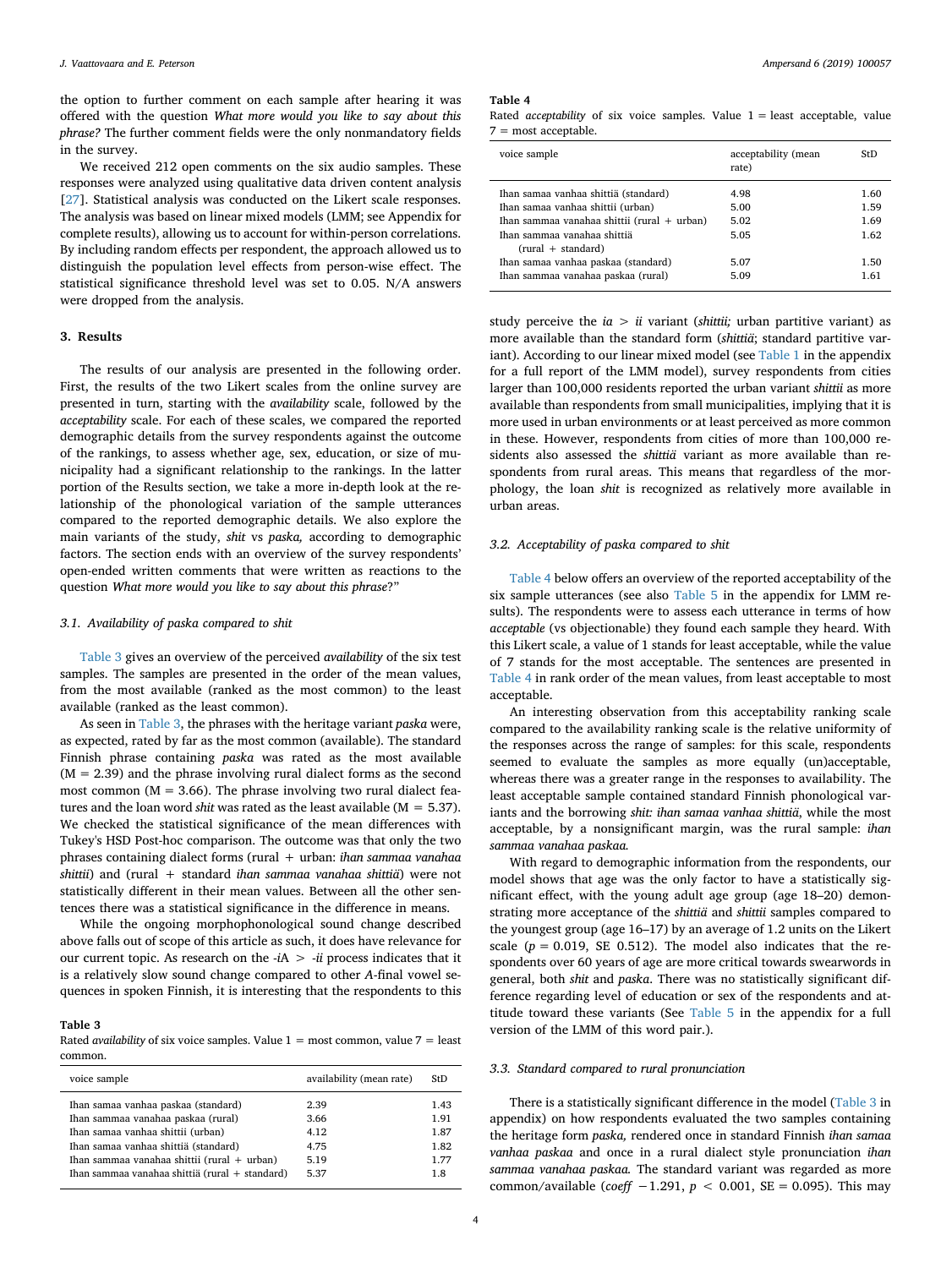the option to further comment on each sample after hearing it was offered with the question *What more would you like to say about this phrase?* The further comment fields were the only nonmandatory fields in the survey.

We received 212 open comments on the six audio samples. These responses were analyzed using qualitative data driven content analysis [27]. Statistical analysis was conducted on the Likert scale responses. The analysis was based on linear mixed models (LMM; see Appendix for complete results), allowing us to account for within-person correlations. By including random effects per respondent, the approach allowed us to distinguish the population level effects from person-wise effect. The statistical significance threshold level was set to 0.05. N/A answers were dropped from the analysis.

## 3. Results

The results of our analysis are presented in the following order. First, the results of the two Likert scales from the online survey are presented in turn, starting with the *availability* scale, followed by the *acceptability* scale. For each of these scales, we compared the reported demographic details from the survey respondents against the outcome of the rankings, to assess whether age, sex, education, or size of municipality had a significant relationship to the rankings. In the latter portion of the Results section, we take a more in-depth look at the relationship of the phonological variation of the sample utterances compared to the reported demographic details. We also explore the main variants of the study, *shit* vs *paska,* according to demographic factors. The section ends with an overview of the survey respondents' open-ended written comments that were written as reactions to the question *What more would you like to say about this phrase*?"

### 3.1. Availability of paska compared to shit

Table 3 gives an overview of the perceived *availability* of the six test samples. The samples are presented in the order of the mean values, from the most available (ranked as the most common) to the least available (ranked as the least common).

As seen in Table 3, the phrases with the heritage variant *paska* were, as expected, rated by far as the most common (available). The standard Finnish phrase containing *paska* was rated as the most available (M = 2.39) and the phrase involving rural dialect forms as the second most common (M = 3.66). The phrase involving two rural dialect features and the loan word *shit* was rated as the least available (M = 5.37). We checked the statistical significance of the mean differences with Tukey's HSD Post-hoc comparison. The outcome was that only the two phrases containing dialect forms (rural + urban: *ihan sammaa vanahaa shittii*) and (rural + standard *ihan sammaa vanahaa shittiä*) were not statistically different in their mean values. Between all the other sentences there was a statistical significance in the difference in means.

While the ongoing morphophonological sound change described above falls out of scope of this article as such, it does have relevance for our current topic. As research on the *-iA* > *-ii* process indicates that it is a relatively slow sound change compared to other *A*-final vowel sequences in spoken Finnish, it is interesting that the respondents to this

**Table 3**
Rated *availability* of six voice samples. Value 1 = most common, value 7 = least common.

| voice sample | availability (mean rate) | StD |
|---|---|---|
| Ihan samaa vanhaa paskaa (standard) | 2.39 | 1.43 |
| Ihan sammaa vanahaa paskaa (rural) | 3.66 | 1.91 |
| Ihan samaa vanhaa shittii (urban) | 4.12 | 1.87 |
| Ihan samaa vanhaa shittiä (standard) | 4.75 | 1.82 |
| Ihan sammaa vanahaa shittii (rural + urban) | 5.19 | 1.77 |
| Ihan sammaa vanahaa shittiä (rural + standard) | 5.37 | 1.8 |

**Table 4**
Rated *acceptability* of six voice samples. Value 1 = least acceptable, value 7 = most acceptable.

| voice sample | acceptability (mean rate) | StD |
|---|---|---|
| Ihan samaa vanhaa shittiä (standard) | 4.98 | 1.60 |
| Ihan samaa vanhaa shittii (urban) | 5.00 | 1.59 |
| Ihan sammaa vanahaa shittii (rural + urban) | 5.02 | 1.69 |
| Ihan sammaa vanahaa shittiä (rural + standard) | 5.05 | 1.62 |
| Ihan samaa vanhaa paskaa (standard) | 5.07 | 1.50 |
| Ihan sammaa vanahaa paskaa (rural) | 5.09 | 1.61 |

study perceive the *ia* > *ii* variant (*shittii;* urban partitive variant) as more available than the standard form (*shittiä*; standard partitive variant). According to our linear mixed model (see Table 1 in the appendix for a full report of the LMM model), survey respondents from cities larger than 100,000 residents reported the urban variant *shittii* as more available than respondents from small municipalities, implying that it is more used in urban environments or at least perceived as more common in these. However, respondents from cities of more than 100,000 residents also assessed the *shittiä* variant as more available than respondents from rural areas. This means that regardless of the morphology, the loan *shit* is recognized as relatively more available in urban areas.

### 3.2. Acceptability of paska compared to shit

Table 4 below offers an overview of the reported acceptability of the six sample utterances (see also Table 5 in the appendix for LMM results). The respondents were to assess each utterance in terms of how *acceptable* (vs objectionable) they found each sample they heard. With this Likert scale, a value of 1 stands for least acceptable, while the value of 7 stands for the most acceptable. The sentences are presented in Table 4 in rank order of the mean values, from least acceptable to most acceptable.

An interesting observation from this acceptability ranking scale compared to the availability ranking scale is the relative uniformity of the responses across the range of samples: for this scale, respondents seemed to evaluate the samples as more equally (un)acceptable, whereas there was a greater range in the responses to availability. The least acceptable sample contained standard Finnish phonological variants and the borrowing *shit: ihan samaa vanhaa shittiä*, while the most acceptable, by a nonsignificant margin, was the rural sample: *ihan sammaa vanahaa paskaa.*

With regard to demographic information from the respondents, our model shows that age was the only factor to have a statistically significant effect, with the young adult age group (age 18–20) demonstrating more acceptance of the *shittiä* and *shittii* samples compared to the youngest group (age 16–17) by an average of 1.2 units on the Likert scale ($p = 0.019$, SE 0.512). The model also indicates that the respondents over 60 years of age are more critical towards swearwords in general, both *shit* and *paska*. There was no statistically significant difference regarding level of education or sex of the respondents and attitude toward these variants (See Table 5 in the appendix for a full version of the LMM of this word pair.).

### 3.3. Standard compared to rural pronunciation

There is a statistically significant difference in the model (Table 3 in appendix) on how respondents evaluated the two samples containing the heritage form *paska,* rendered once in standard Finnish *ihan samaa vanhaa paskaa* and once in a rural dialect style pronunciation *ihan sammaa vanahaa paskaa.* The standard variant was regarded as more common/available (*coeff* −1.291, $p < 0.001$, SE = 0.095). This may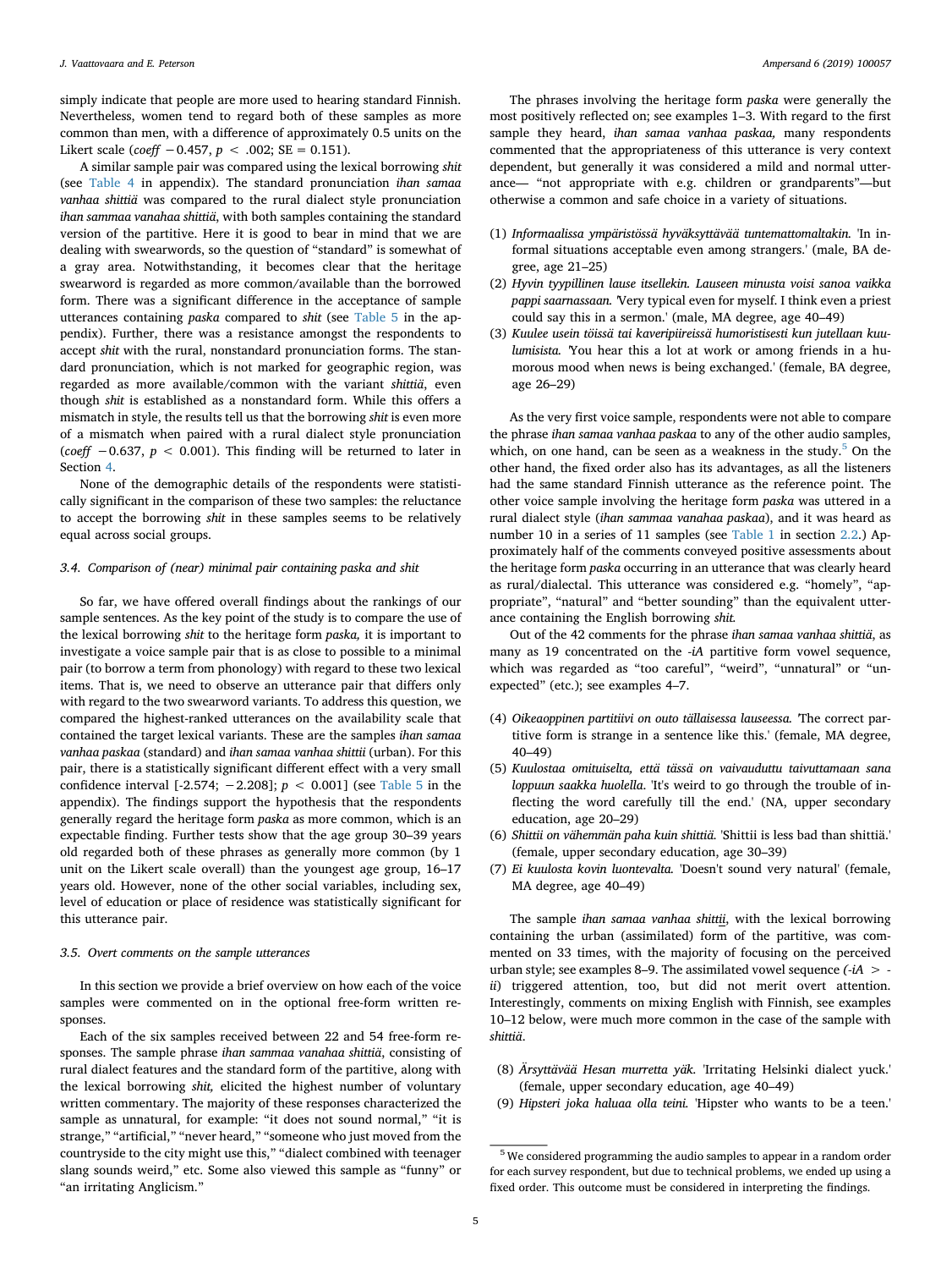simply indicate that people are more used to hearing standard Finnish. Nevertheless, women tend to regard both of these samples as more common than men, with a difference of approximately 0.5 units on the Likert scale (*coeff* $-0.457$, $p < .002$; SE = 0.151).

A similar sample pair was compared using the lexical borrowing *shit* (see Table 4 in appendix). The standard pronunciation *ihan samaa vanhaa shittiä* was compared to the rural dialect style pronunciation *ihan sammaa vanahaa shittiä*, with both samples containing the standard version of the partitive. Here it is good to bear in mind that we are dealing with swearwords, so the question of "standard" is somewhat of a gray area. Notwithstanding, it becomes clear that the heritage swearword is regarded as more common/available than the borrowed form. There was a significant difference in the acceptance of sample utterances containing *paska* compared to *shit* (see Table 5 in the appendix). Further, there was a resistance amongst the respondents to accept *shit* with the rural, nonstandard pronunciation forms. The standard pronunciation, which is not marked for geographic region, was regarded as more available/common with the variant *shittiä*, even though *shit* is established as a nonstandard form. While this offers a mismatch in style, the results tell us that the borrowing *shit* is even more of a mismatch when paired with a rural dialect style pronunciation (*coeff* $-0.637$, $p < 0.001$). This finding will be returned to later in Section 4.

None of the demographic details of the respondents were statistically significant in the comparison of these two samples: the reluctance to accept the borrowing *shit* in these samples seems to be relatively equal across social groups.

### 3.4. Comparison of (near) minimal pair containing paska and shit

So far, we have offered overall findings about the rankings of our sample sentences. As the key point of the study is to compare the use of the lexical borrowing *shit* to the heritage form *paska,* it is important to investigate a voice sample pair that is as close to possible to a minimal pair (to borrow a term from phonology) with regard to these two lexical items. That is, we need to observe an utterance pair that differs only with regard to the two swearword variants. To address this question, we compared the highest-ranked utterances on the availability scale that contained the target lexical variants. These are the samples *ihan samaa vanhaa paskaa* (standard) and *ihan samaa vanhaa shittii* (urban). For this pair, there is a statistically significant different effect with a very small confidence interval [-2.574; $-2.208$]; $p < 0.001$] (see Table 5 in the appendix). The findings support the hypothesis that the respondents generally regard the heritage form *paska* as more common, which is an expectable finding. Further tests show that the age group 30–39 years old regarded both of these phrases as generally more common (by 1 unit on the Likert scale overall) than the youngest age group, 16–17 years old. However, none of the other social variables, including sex, level of education or place of residence was statistically significant for this utterance pair.

### 3.5. Overt comments on the sample utterances

In this section we provide a brief overview on how each of the voice samples were commented on in the optional free-form written responses.

Each of the six samples received between 22 and 54 free-form responses. The sample phrase *ihan sammaa vanahaa shittiä*, consisting of rural dialect features and the standard form of the partitive, along with the lexical borrowing *shit,* elicited the highest number of voluntary written commentary. The majority of these responses characterized the sample as unnatural, for example: "it does not sound normal," "it is strange," "artificial," "never heard," "someone who just moved from the countryside to the city might use this," "dialect combined with teenager slang sounds weird," etc. Some also viewed this sample as "funny" or "an irritating Anglicism."

The phrases involving the heritage form *paska* were generally the most positively reflected on; see examples 1–3. With regard to the first sample they heard, *ihan samaa vanhaa paskaa,* many respondents commented that the appropriateness of this utterance is very context dependent, but generally it was considered a mild and normal utterance— "not appropriate with e.g. children or grandparents"—but otherwise a common and safe choice in a variety of situations.

(1) *Informaalissa ympäristössä hyväksyttävää tuntemattomaltakin.* 'In informal situations acceptable even among strangers.' (male, BA degree, age 21–25)
(2) *Hyvin tyypillinen lause itsellekin. Lauseen minusta voisi sanoa vaikka pappi saarnassaan.* 'Very typical even for myself. I think even a priest could say this in a sermon.' (male, MA degree, age 40–49)
(3) *Kuulee usein töissä tai kaveripiireissä humoristisesti kun jutellaan kuulumisista.* 'You hear this a lot at work or among friends in a humorous mood when news is being exchanged.' (female, BA degree, age 26–29)

As the very first voice sample, respondents were not able to compare the phrase *ihan samaa vanhaa paskaa* to any of the other audio samples, which, on one hand, can be seen as a weakness in the study.[5] On the other hand, the fixed order also has its advantages, as all the listeners had the same standard Finnish utterance as the reference point. The other voice sample involving the heritage form *paska* was uttered in a rural dialect style (*ihan sammaa vanahaa paskaa*), and it was heard as number 10 in a series of 11 samples (see Table 1 in section 2.2.) Approximately half of the comments conveyed positive assessments about the heritage form *paska* occurring in an utterance that was clearly heard as rural/dialectal. This utterance was considered e.g. "homely", "appropriate", "natural" and "better sounding" than the equivalent utterance containing the English borrowing *shit.*

Out of the 42 comments for the phrase *ihan samaa vanhaa shittiä*, as many as 19 concentrated on the *-iA* partitive form vowel sequence, which was regarded as "too careful", "weird", "unnatural" or "unexpected" (etc.); see examples 4–7.

(4) *Oikeaoppinen partitiivi on outo tällaisessa lauseessa.* 'The correct partitive form is strange in a sentence like this.' (female, MA degree, 40–49)
(5) *Kuulostaa omituiselta, että tässä on vaivauduttu taivuttamaan sana loppuun saakka huolella.* 'It's weird to go through the trouble of inflecting the word carefully till the end.' (NA, upper secondary education, age 20–29)
(6) *Shittii on vähemmän paha kuin shittiä.* 'Shittii is less bad than shittiä.' (female, upper secondary education, age 30–39)
(7) *Ei kuulosta kovin luontevalta.* 'Doesn't sound very natural' (female, MA degree, age 40–49)

The sample *ihan samaa vanhaa shitt<u>ii</u>*, with the lexical borrowing containing the urban (assimilated) form of the partitive, was commented on 33 times, with the majority of focusing on the perceived urban style; see examples 8–9. The assimilated vowel sequence *(-iA > -ii)* triggered attention, too, but did not merit overt attention. Interestingly, comments on mixing English with Finnish, see examples 10–12 below, were much more common in the case of the sample with *shittiä*.

(8) *Ärsyttävää Hesan murretta yäk.* 'Irritating Helsinki dialect yuck.' (female, upper secondary education, age 40–49)
(9) *Hipsteri joka haluaa olla teini.* 'Hipster who wants to be a teen.'

[5] We considered programming the audio samples to appear in a random order for each survey respondent, but due to technical problems, we ended up using a fixed order. This outcome must be considered in interpreting the findings.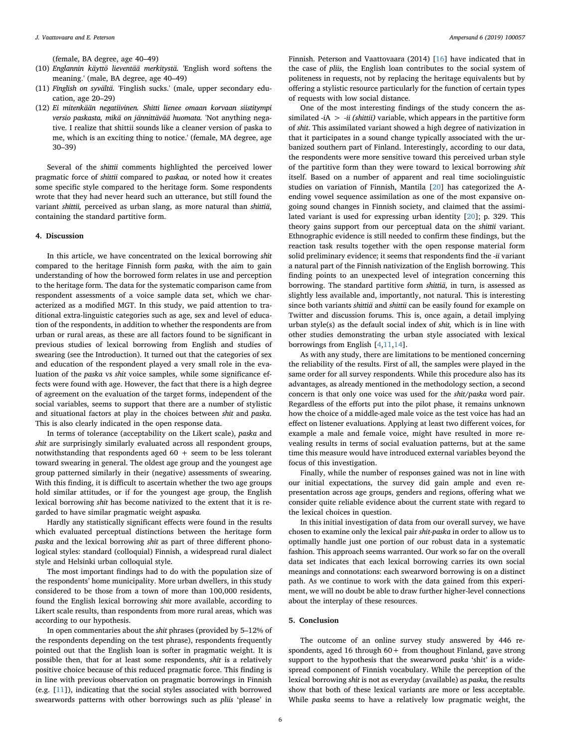(female, BA degree, age 40–49)

(10) *Englannin käyttö lieventää merkitystä.* 'English word softens the meaning.' (male, BA degree, age 40–49)

(11) *Finglish on syvältä.* 'Finglish sucks.' (male, upper secondary education, age 20–29)

(12) *Ei mitenkään negatiivinen. Shitti lienee omaan korvaan siistitympi versio paskasta, mikä on jännittävää huomata.* 'Not anything negative. I realize that shittii sounds like a cleaner version of paska to me, which is an exciting thing to notice.' (female, MA degree, age 30–39)

Several of the *shittii* comments highlighted the perceived lower pragmatic force of *shittii* compared to *paskaa,* or noted how it creates some specific style compared to the heritage form. Some respondents wrote that they had never heard such an utterance, but still found the variant *shittii,* perceived as urban slang, as more natural than *shittiä*, containing the standard partitive form.

## 4. Discussion

In this article, we have concentrated on the lexical borrowing *shit* compared to the heritage Finnish form *paska,* with the aim to gain understanding of how the borrowed form relates in use and perception to the heritage form. The data for the systematic comparison came from respondent assessments of a voice sample data set, which we characterized as a modified MGT. In this study, we paid attention to traditional extra-linguistic categories such as age, sex and level of education of the respondents, in addition to whether the respondents are from urban or rural areas, as these are all factors found to be significant in previous studies of lexical borrowing from English and studies of swearing (see the Introduction). It turned out that the categories of sex and education of the respondent played a very small role in the evaluation of the *paska* vs *shit* voice samples, while some significance effects were found with age. However, the fact that there is a high degree of agreement on the evaluation of the target forms, independent of the social variables, seems to support that there are a number of stylistic and situational factors at play in the choices between *shit* and *paska*. This is also clearly indicated in the open response data.

In terms of tolerance (acceptability on the Likert scale), *paska* and *shit* are surprisingly similarly evaluated across all respondent groups, notwithstanding that respondents aged 60 + seem to be less tolerant toward swearing in general. The oldest age group and the youngest age group patterned similarly in their (negative) assessments of swearing. With this finding, it is difficult to ascertain whether the two age groups hold similar attitudes, or if for the youngest age group, the English lexical borrowing *shit* has become nativized to the extent that it is regarded to have similar pragmatic weight as*paska.*

Hardly any statistically significant effects were found in the results which evaluated perceptual distinctions between the heritage form *paska* and the lexical borrowing *shit* as part of three different phonological styles: standard (colloquial) Finnish, a widespread rural dialect style and Helsinki urban colloquial style.

The most important findings had to do with the population size of the respondents' home municipality. More urban dwellers, in this study considered to be those from a town of more than 100,000 residents, found the English lexical borrowing *shit* more available, according to Likert scale results, than respondents from more rural areas, which was according to our hypothesis.

In open commentaries about the *shit* phrases (provided by 5–12% of the respondents depending on the test phrase), respondents frequently pointed out that the English loan is softer in pragmatic weight. It is possible then, that for at least some respondents, *shit* is a relatively positive choice because of this reduced pragmatic force. This finding is in line with previous observation on pragmatic borrowings in Finnish (e.g. [11]), indicating that the social styles associated with borrowed swearwords patterns with other borrowings such as *pliis* 'please' in Finnish. Peterson and Vaattovaara (2014) [16] have indicated that in the case of *pliis*, the English loan contributes to the social system of politeness in requests, not by replacing the heritage equivalents but by offering a stylistic resource particularly for the function of certain types of requests with low social distance.

One of the most interesting findings of the study concern the assimilated -*i*A > -*ii (shittii)* variable, which appears in the partitive form of *shit*. This assimilated variant showed a high degree of nativization in that it participates in a sound change typically associated with the urbanized southern part of Finland. Interestingly, according to our data, the respondents were more sensitive toward this perceived urban style of the partitive form than they were toward to lexical borrowing *shit* itself. Based on a number of apparent and real time sociolinguistic studies on variation of Finnish, Mantila [20] has categorized the A-ending vowel sequence assimilation as one of the most expansive ongoing sound changes in Finnish society, and claimed that the assimilated variant is used for expressing urban identity [20]; p. 329. This theory gains support from our perceptual data on the *shittii* variant. Ethnographic evidence is still needed to confirm these findings, but the reaction task results together with the open response material form solid preliminary evidence; it seems that respondents find the -*ii* variant a natural part of the Finnish nativization of the English borrowing. This finding points to an unexpected level of integration concerning this borrowing. The standard partitive form *shittiä,* in turn, is assessed as slightly less available and, importantly, not natural. This is interesting since both variants *shittiä* and *shittii* can be easily found for example on Twitter and discussion forums. This is, once again, a detail implying urban style(s) as the default social index of *shit,* which is in line with other studies demonstrating the urban style associated with lexical borrowings from English [4,11,14].

As with any study, there are limitations to be mentioned concerning the reliability of the results. First of all, the samples were played in the same order for all survey respondents. While this procedure also has its advantages, as already mentioned in the methodology section, a second concern is that only one voice was used for the *shit/paska* word pair. Regardless of the efforts put into the pilot phase, it remains unknown how the choice of a middle-aged male voice as the test voice has had an effect on listener evaluations. Applying at least two different voices, for example a male and female voice, might have resulted in more revealing results in terms of social evaluation patterns, but at the same time this measure would have introduced external variables beyond the focus of this investigation.

Finally, while the number of responses gained was not in line with our initial expectations, the survey did gain ample and even representation across age groups, genders and regions, offering what we consider quite reliable evidence about the current state with regard to the lexical choices in question.

In this initial investigation of data from our overall survey, we have chosen to examine only the lexical pair *shit-paska* in order to allow us to optimally handle just one portion of our robust data in a systematic fashion. This approach seems warranted. Our work so far on the overall data set indicates that each lexical borrowing carries its own social meanings and connotations: each swearword borrowing is on a distinct path. As we continue to work with the data gained from this experiment, we will no doubt be able to draw further higher-level connections about the interplay of these resources.

## 5. Conclusion

The outcome of an online survey study answered by 446 respondents, aged 16 through 60+ from thoughout Finland, gave strong support to the hypothesis that the swearword *paska* 'shit' is a widespread component of Finnish vocabulary. While the perception of the lexical borrowing *shit* is not as everyday (available) as *paska,* the results show that both of these lexical variants are more or less acceptable. While *paska* seems to have a relatively low pragmatic weight, the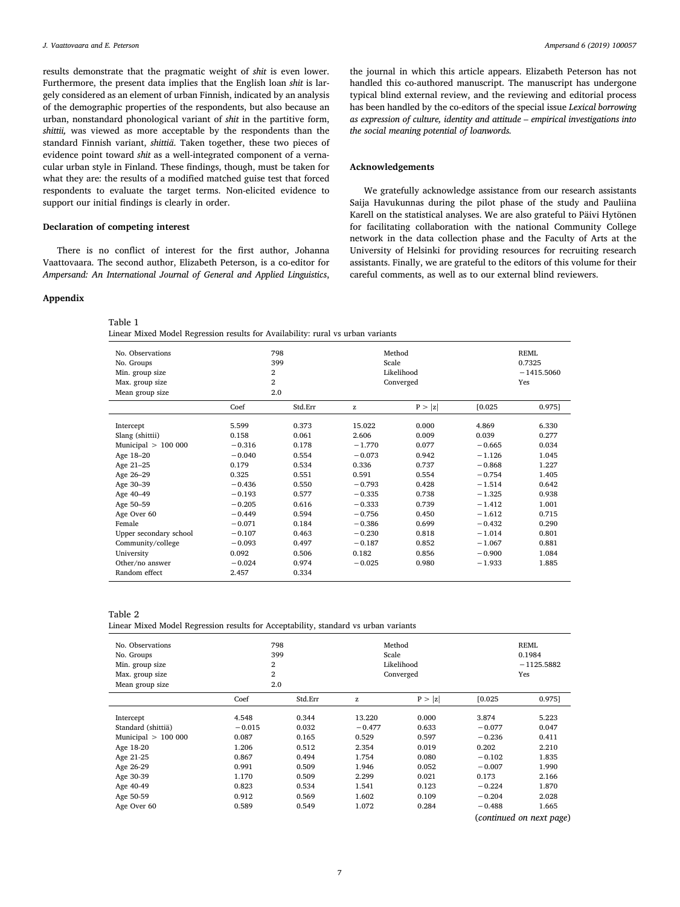results demonstrate that the pragmatic weight of *shit* is even lower. Furthermore, the present data implies that the English loan *shit* is largely considered as an element of urban Finnish, indicated by an analysis of the demographic properties of the respondents, but also because an urban, nonstandard phonological variant of *shit* in the partitive form, *shittii,* was viewed as more acceptable by the respondents than the standard Finnish variant, *shittiä*. Taken together, these two pieces of evidence point toward *shit* as a well-integrated component of a vernacular urban style in Finland. These findings, though, must be taken for what they are: the results of a modified matched guise test that forced respondents to evaluate the target terms. Non-elicited evidence to support our initial findings is clearly in order.

### Declaration of competing interest

There is no conflict of interest for the first author, Johanna Vaattovaara. The second author, Elizabeth Peterson, is a co-editor for *Ampersand: An International Journal of General and Applied Linguistics*, the journal in which this article appears. Elizabeth Peterson has not handled this co-authored manuscript. The manuscript has undergone typical blind external review, and the reviewing and editorial process has been handled by the co-editors of the special issue *Lexical borrowing as expression of culture, identity and attitude – empirical investigations into the social meaning potential of loanwords*.

### Acknowledgements

We gratefully acknowledge assistance from our research assistants Saija Havukunnas during the pilot phase of the study and Pauliina Karell on the statistical analyses. We are also grateful to Päivi Hytönen for facilitating collaboration with the national Community College network in the data collection phase and the Faculty of Arts at the University of Helsinki for providing resources for recruiting research assistants. Finally, we are grateful to the editors of this volume for their careful comments, as well as to our external blind reviewers.

### Appendix

Table 1
Linear Mixed Model Regression results for Availability: rural vs urban variants

| No. Observations | 798 | | Method | | REML |
|---|---|---|---|---|---|
| No. Groups | 399 | | Scale | | 0.7325 |
| Min. group size | 2 | | Likelihood | | −1415.5060 |
| Max. group size | 2 | | Converged | | Yes |
| Mean group size | 2.0 | | | | |

| | Coef | Std.Err | z | P > \|z\| | [0.025 | 0.975] |
|---|---|---|---|---|---|---|
| Intercept | 5.599 | 0.373 | 15.022 | 0.000 | 4.869 | 6.330 |
| Slang (shittii) | 0.158 | 0.061 | 2.606 | 0.009 | 0.039 | 0.277 |
| Municipal > 100 000 | −0.316 | 0.178 | −1.770 | 0.077 | −0.665 | 0.034 |
| Age 18–20 | −0.040 | 0.554 | −0.073 | 0.942 | −1.126 | 1.045 |
| Age 21–25 | 0.179 | 0.534 | 0.336 | 0.737 | −0.868 | 1.227 |
| Age 26–29 | 0.325 | 0.551 | 0.591 | 0.554 | −0.754 | 1.405 |
| Age 30–39 | −0.436 | 0.550 | −0.793 | 0.428 | −1.514 | 0.642 |
| Age 40–49 | −0.193 | 0.577 | −0.335 | 0.738 | −1.325 | 0.938 |
| Age 50–59 | −0.205 | 0.616 | −0.333 | 0.739 | −1.412 | 1.001 |
| Age Over 60 | −0.449 | 0.594 | −0.756 | 0.450 | −1.612 | 0.715 |
| Female | −0.071 | 0.184 | −0.386 | 0.699 | −0.432 | 0.290 |
| Upper secondary school | −0.107 | 0.463 | −0.230 | 0.818 | −1.014 | 0.801 |
| Community/college | −0.093 | 0.497 | −0.187 | 0.852 | −1.067 | 0.881 |
| University | 0.092 | 0.506 | 0.182 | 0.856 | −0.900 | 1.084 |
| Other/no answer | −0.024 | 0.974 | −0.025 | 0.980 | −1.933 | 1.885 |
| Random effect | 2.457 | 0.334 | | | | |

Table 2
Linear Mixed Model Regression results for Acceptability, standard vs urban variants

| No. Observations | 798 | | Method | | REML |
|---|---|---|---|---|---|
| No. Groups | 399 | | Scale | | 0.1984 |
| Min. group size | 2 | | Likelihood | | −1125.5882 |
| Max. group size | 2 | | Converged | | Yes |
| Mean group size | 2.0 | | | | |

| | Coef | Std.Err | z | P > \|z\| | [0.025 | 0.975] |
|---|---|---|---|---|---|---|
| Intercept | 4.548 | 0.344 | 13.220 | 0.000 | 3.874 | 5.223 |
| Standard (shittiä) | −0.015 | 0.032 | −0.477 | 0.633 | −0.077 | 0.047 |
| Municipal > 100 000 | 0.087 | 0.165 | 0.529 | 0.597 | −0.236 | 0.411 |
| Age 18-20 | 1.206 | 0.512 | 2.354 | 0.019 | 0.202 | 2.210 |
| Age 21-25 | 0.867 | 0.494 | 1.754 | 0.080 | −0.102 | 1.835 |
| Age 26-29 | 0.991 | 0.509 | 1.946 | 0.052 | −0.007 | 1.990 |
| Age 30-39 | 1.170 | 0.509 | 2.299 | 0.021 | 0.173 | 2.166 |
| Age 40-49 | 0.823 | 0.534 | 1.541 | 0.123 | −0.224 | 1.870 |
| Age 50-59 | 0.912 | 0.569 | 1.602 | 0.109 | −0.204 | 2.028 |
| Age Over 60 | 0.589 | 0.549 | 1.072 | 0.284 | −0.488 | 1.665 |

(*continued on next page*)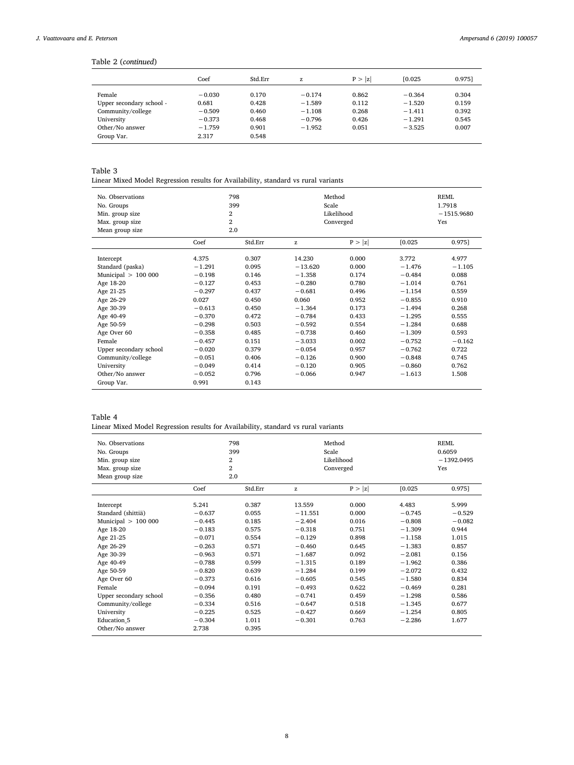Table 2 (*continued*)

| | Coef | Std.Err | z | P > \|z\| | [0.025 | 0.975] |
|---|---|---|---|---|---|---|
| Female | −0.030 | 0.170 | −0.174 | 0.862 | −0.364 | 0.304 |
| Upper secondary school - | 0.681 | 0.428 | −1.589 | 0.112 | −1.520 | 0.159 |
| Community/college | −0.509 | 0.460 | −1.108 | 0.268 | −1.411 | 0.392 |
| University | −0.373 | 0.468 | −0.796 | 0.426 | −1.291 | 0.545 |
| Other/No answer | −1.759 | 0.901 | −1.952 | 0.051 | −3.525 | 0.007 |
| Group Var. | 2.317 | 0.548 | | | | |

Table 3
Linear Mixed Model Regression results for Availability, standard vs rural variants

| No. Observations | 798 | | Method | | REML |
|---|---|---|---|---|---|
| No. Groups | 399 | | Scale | | 1.7918 |
| Min. group size | 2 | | Likelihood | | −1515.9680 |
| Max. group size | 2 | | Converged | | Yes |
| Mean group size | 2.0 | | | | |

| | Coef | Std.Err | z | P > \|z\| | [0.025 | 0.975] |
|---|---|---|---|---|---|---|
| Intercept | 4.375 | 0.307 | 14.230 | 0.000 | 3.772 | 4.977 |
| Standard (paska) | −1.291 | 0.095 | −13.620 | 0.000 | −1.476 | −1.105 |
| Municipal > 100 000 | −0.198 | 0.146 | −1.358 | 0.174 | −0.484 | 0.088 |
| Age 18-20 | −0.127 | 0.453 | −0.280 | 0.780 | −1.014 | 0.761 |
| Age 21-25 | −0.297 | 0.437 | −0.681 | 0.496 | −1.154 | 0.559 |
| Age 26-29 | 0.027 | 0.450 | 0.060 | 0.952 | −0.855 | 0.910 |
| Age 30-39 | −0.613 | 0.450 | −1.364 | 0.173 | −1.494 | 0.268 |
| Age 40-49 | −0.370 | 0.472 | −0.784 | 0.433 | −1.295 | 0.555 |
| Age 50-59 | −0.298 | 0.503 | −0.592 | 0.554 | −1.284 | 0.688 |
| Age Over 60 | −0.358 | 0.485 | −0.738 | 0.460 | −1.309 | 0.593 |
| Female | −0.457 | 0.151 | −3.033 | 0.002 | −0.752 | −0.162 |
| Upper secondary school | −0.020 | 0.379 | −0.054 | 0.957 | −0.762 | 0.722 |
| Community/college | −0.051 | 0.406 | −0.126 | 0.900 | −0.848 | 0.745 |
| University | −0.049 | 0.414 | −0.120 | 0.905 | −0.860 | 0.762 |
| Other/No answer | −0.052 | 0.796 | −0.066 | 0.947 | −1.613 | 1.508 |
| Group Var. | 0.991 | 0.143 | | | | |

Table 4
Linear Mixed Model Regression results for Availability, standard vs rural variants

| No. Observations | 798 | | Method | | REML |
|---|---|---|---|---|---|
| No. Groups | 399 | | Scale | | 0.6059 |
| Min. group size | 2 | | Likelihood | | −1392.0495 |
| Max. group size | 2 | | Converged | | Yes |
| Mean group size | 2.0 | | | | |

| | Coef | Std.Err | z | P > \|z\| | [0.025 | 0.975] |
|---|---|---|---|---|---|---|
| Intercept | 5.241 | 0.387 | 13.559 | 0.000 | 4.483 | 5.999 |
| Standard (shittiä) | −0.637 | 0.055 | −11.551 | 0.000 | −0.745 | −0.529 |
| Municipal > 100 000 | −0.445 | 0.185 | −2.404 | 0.016 | −0.808 | −0.082 |
| Age 18-20 | −0.183 | 0.575 | −0.318 | 0.751 | −1.309 | 0.944 |
| Age 21-25 | −0.071 | 0.554 | −0.129 | 0.898 | −1.158 | 1.015 |
| Age 26-29 | −0.263 | 0.571 | −0.460 | 0.645 | −1.383 | 0.857 |
| Age 30-39 | −0.963 | 0.571 | −1.687 | 0.092 | −2.081 | 0.156 |
| Age 40-49 | −0.788 | 0.599 | −1.315 | 0.189 | −1.962 | 0.386 |
| Age 50-59 | −0.820 | 0.639 | −1.284 | 0.199 | −2.072 | 0.432 |
| Age Over 60 | −0.373 | 0.616 | −0.605 | 0.545 | −1.580 | 0.834 |
| Female | −0.094 | 0.191 | −0.493 | 0.622 | −0.469 | 0.281 |
| Upper secondary school | −0.356 | 0.480 | −0.741 | 0.459 | −1.298 | 0.586 |
| Community/college | −0.334 | 0.516 | −0.647 | 0.518 | −1.345 | 0.677 |
| University | −0.225 | 0.525 | −0.427 | 0.669 | −1.254 | 0.805 |
| Education_5 | −0.304 | 1.011 | −0.301 | 0.763 | −2.286 | 1.677 |
| Other/No answer | 2.738 | 0.395 | | | | |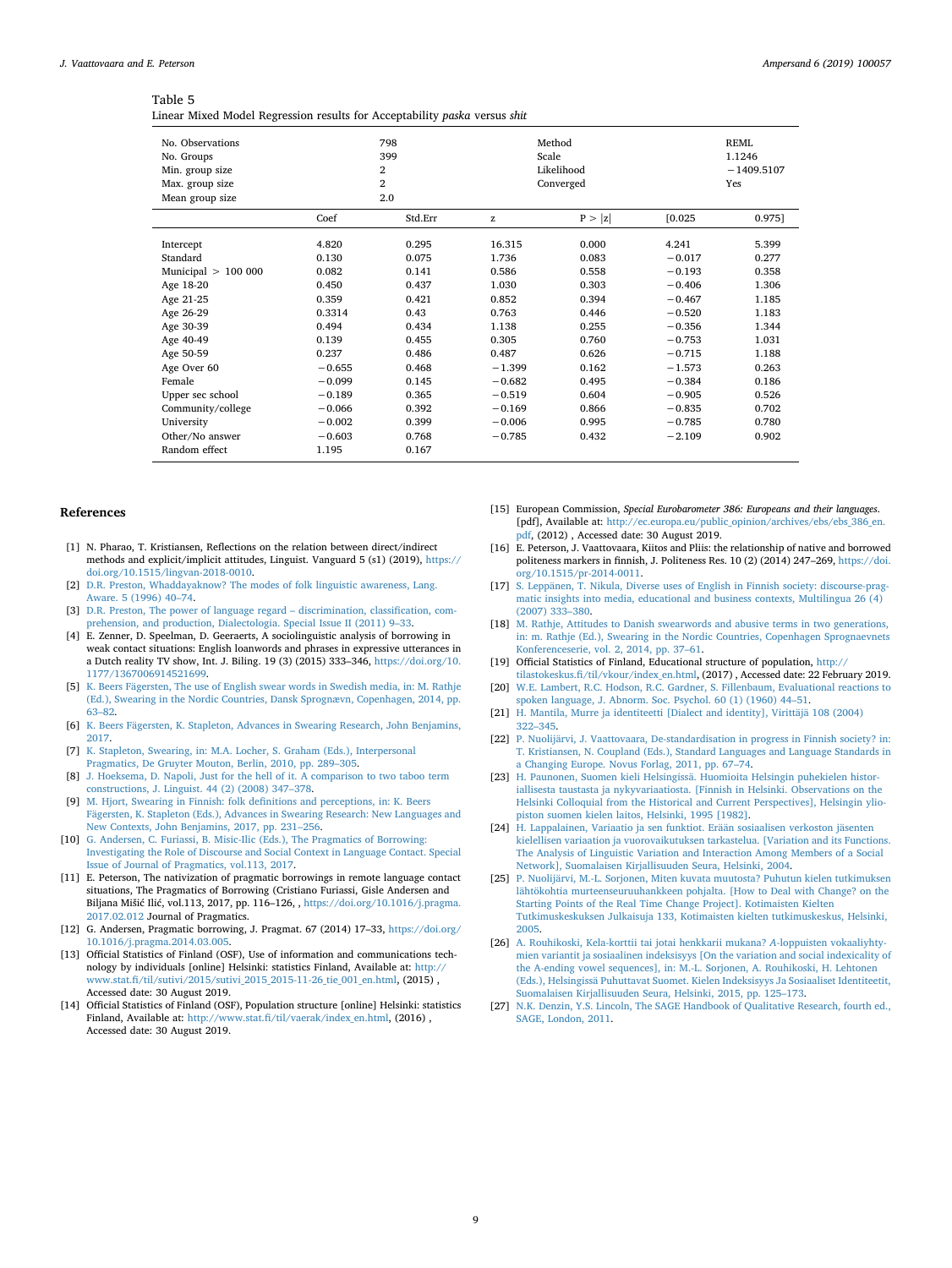Table 5
Linear Mixed Model Regression results for Acceptability *paska* versus *shit*

| | | | | | |
|---|---|---|---|---|---|
| No. Observations | 798 | | Method | | REML |
| No. Groups | 399 | | Scale | | 1.1246 |
| Min. group size | 2 | | Likelihood | | −1409.5107 |
| Max. group size | 2 | | Converged | | Yes |
| Mean group size | 2.0 | | | | |

| | Coef | Std.Err | z | P > \|z\| | [0.025 | 0.975] |
|---|---|---|---|---|---|---|
| Intercept | 4.820 | 0.295 | 16.315 | 0.000 | 4.241 | 5.399 |
| Standard | 0.130 | 0.075 | 1.736 | 0.083 | −0.017 | 0.277 |
| Municipal > 100 000 | 0.082 | 0.141 | 0.586 | 0.558 | −0.193 | 0.358 |
| Age 18-20 | 0.450 | 0.437 | 1.030 | 0.303 | −0.406 | 1.306 |
| Age 21-25 | 0.359 | 0.421 | 0.852 | 0.394 | −0.467 | 1.185 |
| Age 26-29 | 0.3314 | 0.43 | 0.763 | 0.446 | −0.520 | 1.183 |
| Age 30-39 | 0.494 | 0.434 | 1.138 | 0.255 | −0.356 | 1.344 |
| Age 40-49 | 0.139 | 0.455 | 0.305 | 0.760 | −0.753 | 1.031 |
| Age 50-59 | 0.237 | 0.486 | 0.487 | 0.626 | −0.715 | 1.188 |
| Age Over 60 | −0.655 | 0.468 | −1.399 | 0.162 | −1.573 | 0.263 |
| Female | −0.099 | 0.145 | −0.682 | 0.495 | −0.384 | 0.186 |
| Upper sec school | −0.189 | 0.365 | −0.519 | 0.604 | −0.905 | 0.526 |
| Community/college | −0.066 | 0.392 | −0.169 | 0.866 | −0.835 | 0.702 |
| University | −0.002 | 0.399 | −0.006 | 0.995 | −0.785 | 0.780 |
| Other/No answer | −0.603 | 0.768 | −0.785 | 0.432 | −2.109 | 0.902 |
| Random effect | 1.195 | 0.167 | | | | |

## References

[1] N. Pharao, T. Kristiansen, Reflections on the relation between direct/indirect methods and explicit/implicit attitudes, Linguist. Vanguard 5 (s1) (2019), https://doi.org/10.1515/lingvan-2018-0010.

[2] D.R. Preston, Whaddayaknow? The modes of folk linguistic awareness, Lang. Aware. 5 (1996) 40–74.

[3] D.R. Preston, The power of language regard – discrimination, classification, comprehension, and production, Dialectologia. Special Issue II (2011) 9–33.

[4] E. Zenner, D. Speelman, D. Geeraerts, A sociolinguistic analysis of borrowing in weak contact situations: English loanwords and phrases in expressive utterances in a Dutch reality TV show, Int. J. Biling. 19 (3) (2015) 333–346, https://doi.org/10.1177/1367006914521699.

[5] K. Beers Fägersten, The use of English swear words in Swedish media, in: M. Rathje (Ed.), Swearing in the Nordic Countries, Dansk Sprognævn, Copenhagen, 2014, pp. 63–82.

[6] K. Beers Fägersten, K. Stapleton, Advances in Swearing Research, John Benjamins, 2017.

[7] K. Stapleton, Swearing, in: M.A. Locher, S. Graham (Eds.), Interpersonal Pragmatics, De Gruyter Mouton, Berlin, 2010, pp. 289–305.

[8] J. Hoeksema, D. Napoli, Just for the hell of it. A comparison to two taboo term constructions, J. Linguist. 44 (2) (2008) 347–378.

[9] M. Hjort, Swearing in Finnish: folk definitions and perceptions, in: K. Beers Fägersten, K. Stapleton (Eds.), Advances in Swearing Research: New Languages and New Contexts, John Benjamins, 2017, pp. 231–256.

[10] G. Andersen, C. Furiassi, B. Misic-Ilic (Eds.), The Pragmatics of Borrowing: Investigating the Role of Discourse and Social Context in Language Contact. Special Issue of Journal of Pragmatics, vol.113, 2017.

[11] E. Peterson, The nativization of pragmatic borrowings in remote language contact situations, The Pragmatics of Borrowing (Cristiano Furiassi, Gisle Andersen and Biljana Mišić Ilić, vol.113, 2017, pp. 116–126, , https://doi.org/10.1016/j.pragma.2017.02.012 Journal of Pragmatics.

[12] G. Andersen, Pragmatic borrowing, J. Pragmat. 67 (2014) 17–33, https://doi.org/10.1016/j.pragma.2014.03.005.

[13] Official Statistics of Finland (OSF), Use of information and communications technology by individuals [online] Helsinki: statistics Finland, Available at: http://www.stat.fi/til/sutivi/2015/sutivi_2015_2015-11-26_tie_001_en.html, (2015) , Accessed date: 30 August 2019.

[14] Official Statistics of Finland (OSF), Population structure [online] Helsinki: statistics Finland, Available at: http://www.stat.fi/til/vaerak/index_en.html, (2016) , Accessed date: 30 August 2019.

[15] European Commission, *Special Eurobarometer 386: Europeans and their languages*. [pdf], Available at: http://ec.europa.eu/public_opinion/archives/ebs/ebs_386_en.pdf, (2012) , Accessed date: 30 August 2019.

[16] E. Peterson, J. Vaattovaara, Kiitos and Pliis: the relationship of native and borrowed politeness markers in finnish, J. Politeness Res. 10 (2) (2014) 247–269, https://doi.org/10.1515/pr-2014-0011.

[17] S. Leppänen, T. Nikula, Diverse uses of English in Finnish society: discourse-pragmatic insights into media, educational and business contexts, Multilingua 26 (4) (2007) 333–380.

[18] M. Rathje, Attitudes to Danish swearwords and abusive terms in two generations, in: m. Rathje (Ed.), Swearing in the Nordic Countries, Copenhagen Sprognaevnets Konferenceserie, vol. 2, 2014, pp. 37–61.

[19] Official Statistics of Finland, Educational structure of population, http://tilastokeskus.fi/til/vkour/index_en.html, (2017) , Accessed date: 22 February 2019.

[20] W.E. Lambert, R.C. Hodson, R.C. Gardner, S. Fillenbaum, Evaluational reactions to spoken language, J. Abnorm. Soc. Psychol. 60 (1) (1960) 44–51.

[21] H. Mantila, Murre ja identiteetti [Dialect and identity], Virittäjä 108 (2004) 322–345.

[22] P. Nuolijärvi, J. Vaattovaara, De-standardisation in progress in Finnish society? in: T. Kristiansen, N. Coupland (Eds.), Standard Languages and Language Standards in a Changing Europe. Novus Forlag, 2011, pp. 67–74.

[23] H. Paunonen, Suomen kieli Helsingissä. Huomioita Helsingin puhekielen historiallisesta taustasta ja nykyvariaatiosta. [Finnish in Helsinki. Observations on the Helsinki Colloquial from the Historical and Current Perspectives], Helsingin yliopiston suomen kielen laitos, Helsinki, 1995 [1982].

[24] H. Lappalainen, Variaatio ja sen funktiot. Erään sosiaalisen verkoston jäsenten kielellisen variaation ja vuorovaikutuksen tarkastelua. [Variation and its Functions. The Analysis of Linguistic Variation and Interaction Among Members of a Social Network], Suomalaisen Kirjallisuuden Seura, Helsinki, 2004.

[25] P. Nuolijärvi, M.-L. Sorjonen, Miten kuvata muutosta? Puhutun kielen tutkimuksen lähtökohtia murteenseuruuhankkeen pohjalta. [How to Deal with Change? on the Starting Points of the Real Time Change Project]. Kotimaisten Kielten Tutkimuskeskuksen Julkaisuja 133, Kotimaisten kielten tutkimuskeskus, Helsinki, 2005.

[26] A. Rouhikoski, Kela-korttii tai jotai henkkarii mukana? *A*-loppuisten vokaaliyhtymien variantit ja sosiaalinen indeksisyys [On the variation and social indexicality of the A-ending vowel sequences], in: M.-L. Sorjonen, A. Rouhikoski, H. Lehtonen (Eds.), Helsingissä Puhuttavat Suomet. Kielen Indeksisyys Ja Sosiaaliset Identiteetit, Suomalaisen Kirjallisuuden Seura, Helsinki, 2015, pp. 125–173.

[27] N.K. Denzin, Y.S. Lincoln, The SAGE Handbook of Qualitative Research, fourth ed., SAGE, London, 2011.